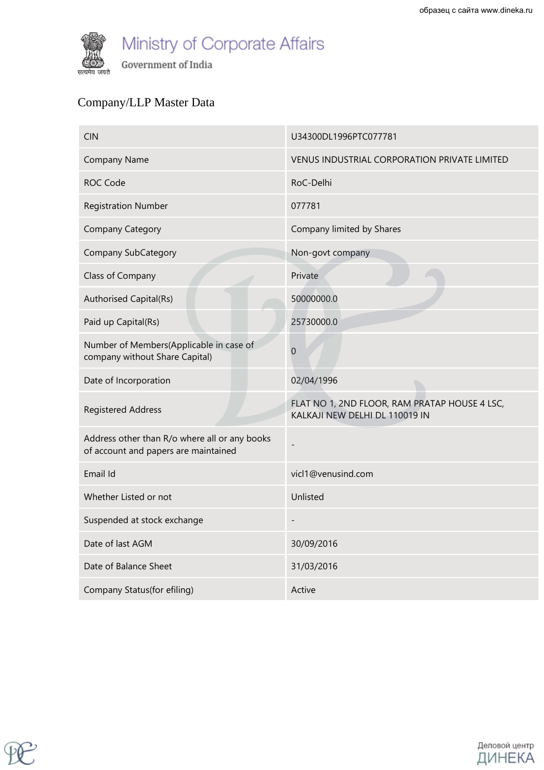Ministry of Corporate Affairs

Government of India

## Company/LLP Master Data

| | |
|---|---|
| CIN | U34300DL1996PTC077781 |
| Company Name | VENUS INDUSTRIAL CORPORATION PRIVATE LIMITED |
| ROC Code | RoC-Delhi |
| Registration Number | 077781 |
| Company Category | Company limited by Shares |
| Company SubCategory | Non-govt company |
| Class of Company | Private |
| Authorised Capital(Rs) | 50000000.0 |
| Paid up Capital(Rs) | 25730000.0 |
| Number of Members(Applicable in case of company without Share Capital) | 0 |
| Date of Incorporation | 02/04/1996 |
| Registered Address | FLAT NO 1, 2ND FLOOR, RAM PRATAP HOUSE 4 LSC, KALKAJI NEW DELHI DL 110019 IN |
| Address other than R/o where all or any books of account and papers are maintained | - |
| Email Id | vicl1@venusind.com |
| Whether Listed or not | Unlisted |
| Suspended at stock exchange | - |
| Date of last AGM | 30/09/2016 |
| Date of Balance Sheet | 31/03/2016 |
| Company Status(for efiling) | Active |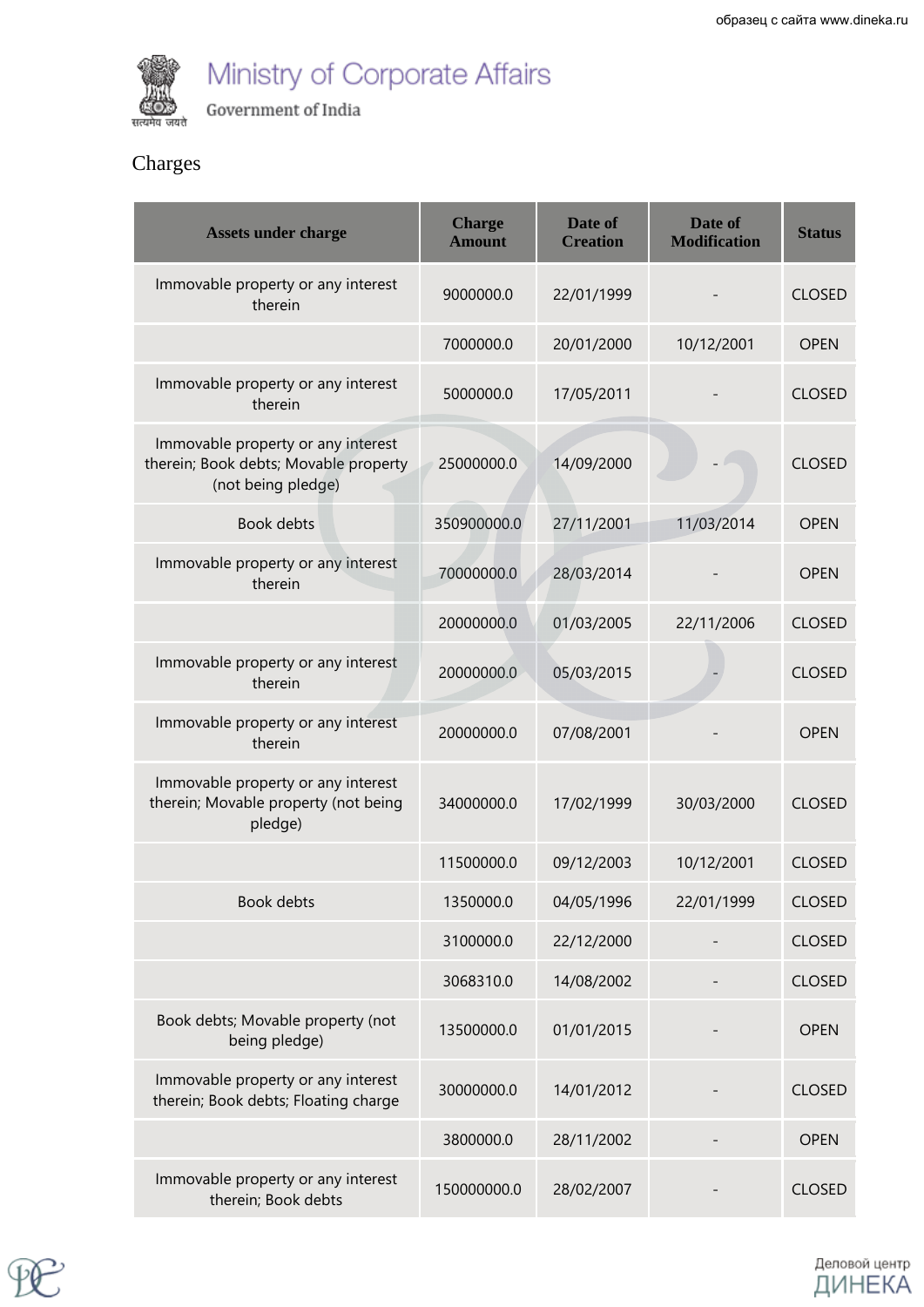Ministry of Corporate Affairs

Government of India

## Charges

| Assets under charge | Charge Amount | Date of Creation | Date of Modification | Status |
|---|---|---|---|---|
| Immovable property or any interest therein | 9000000.0 | 22/01/1999 | - | CLOSED |
| | 7000000.0 | 20/01/2000 | 10/12/2001 | OPEN |
| Immovable property or any interest therein | 5000000.0 | 17/05/2011 | - | CLOSED |
| Immovable property or any interest therein; Book debts; Movable property (not being pledge) | 25000000.0 | 14/09/2000 | - | CLOSED |
| Book debts | 350900000.0 | 27/11/2001 | 11/03/2014 | OPEN |
| Immovable property or any interest therein | 70000000.0 | 28/03/2014 | - | OPEN |
| | 20000000.0 | 01/03/2005 | 22/11/2006 | CLOSED |
| Immovable property or any interest therein | 20000000.0 | 05/03/2015 | - | CLOSED |
| Immovable property or any interest therein | 20000000.0 | 07/08/2001 | - | OPEN |
| Immovable property or any interest therein; Movable property (not being pledge) | 34000000.0 | 17/02/1999 | 30/03/2000 | CLOSED |
| | 11500000.0 | 09/12/2003 | 10/12/2001 | CLOSED |
| Book debts | 1350000.0 | 04/05/1996 | 22/01/1999 | CLOSED |
| | 3100000.0 | 22/12/2000 | - | CLOSED |
| | 3068310.0 | 14/08/2002 | - | CLOSED |
| Book debts; Movable property (not being pledge) | 13500000.0 | 01/01/2015 | - | OPEN |
| Immovable property or any interest therein; Book debts; Floating charge | 30000000.0 | 14/01/2012 | - | CLOSED |
| | 3800000.0 | 28/11/2002 | - | OPEN |
| Immovable property or any interest therein; Book debts | 150000000.0 | 28/02/2007 | - | CLOSED |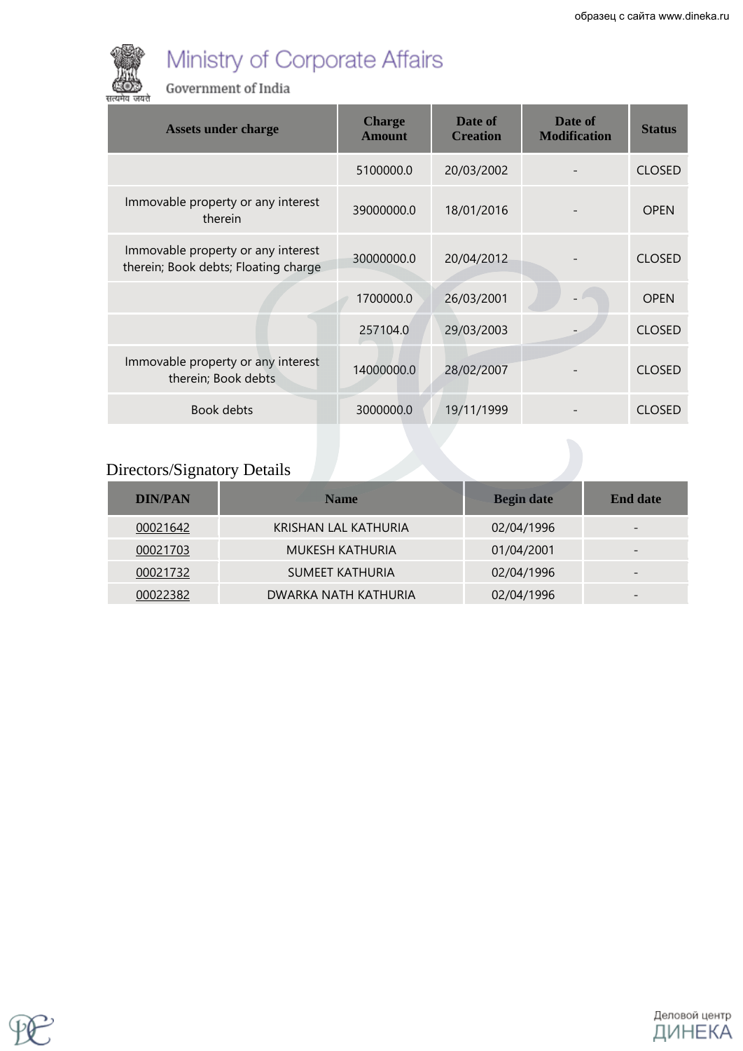| Assets under charge | Charge Amount | Date of Creation | Date of Modification | Status |
|---|---|---|---|---|
| | 5100000.0 | 20/03/2002 | - | CLOSED |
| Immovable property or any interest therein | 39000000.0 | 18/01/2016 | - | OPEN |
| Immovable property or any interest therein; Book debts; Floating charge | 30000000.0 | 20/04/2012 | - | CLOSED |
| | 1700000.0 | 26/03/2001 | - | OPEN |
| | 257104.0 | 29/03/2003 | - | CLOSED |
| Immovable property or any interest therein; Book debts | 14000000.0 | 28/02/2007 | - | CLOSED |
| Book debts | 3000000.0 | 19/11/1999 | - | CLOSED |

## Directors/Signatory Details

| DIN/PAN | Name | Begin date | End date |
|---|---|---|---|
| 00021642 | KRISHAN LAL KATHURIA | 02/04/1996 | - |
| 00021703 | MUKESH KATHURIA | 01/04/2001 | - |
| 00021732 | SUMEET KATHURIA | 02/04/1996 | - |
| 00022382 | DWARKA NATH KATHURIA | 02/04/1996 | - |